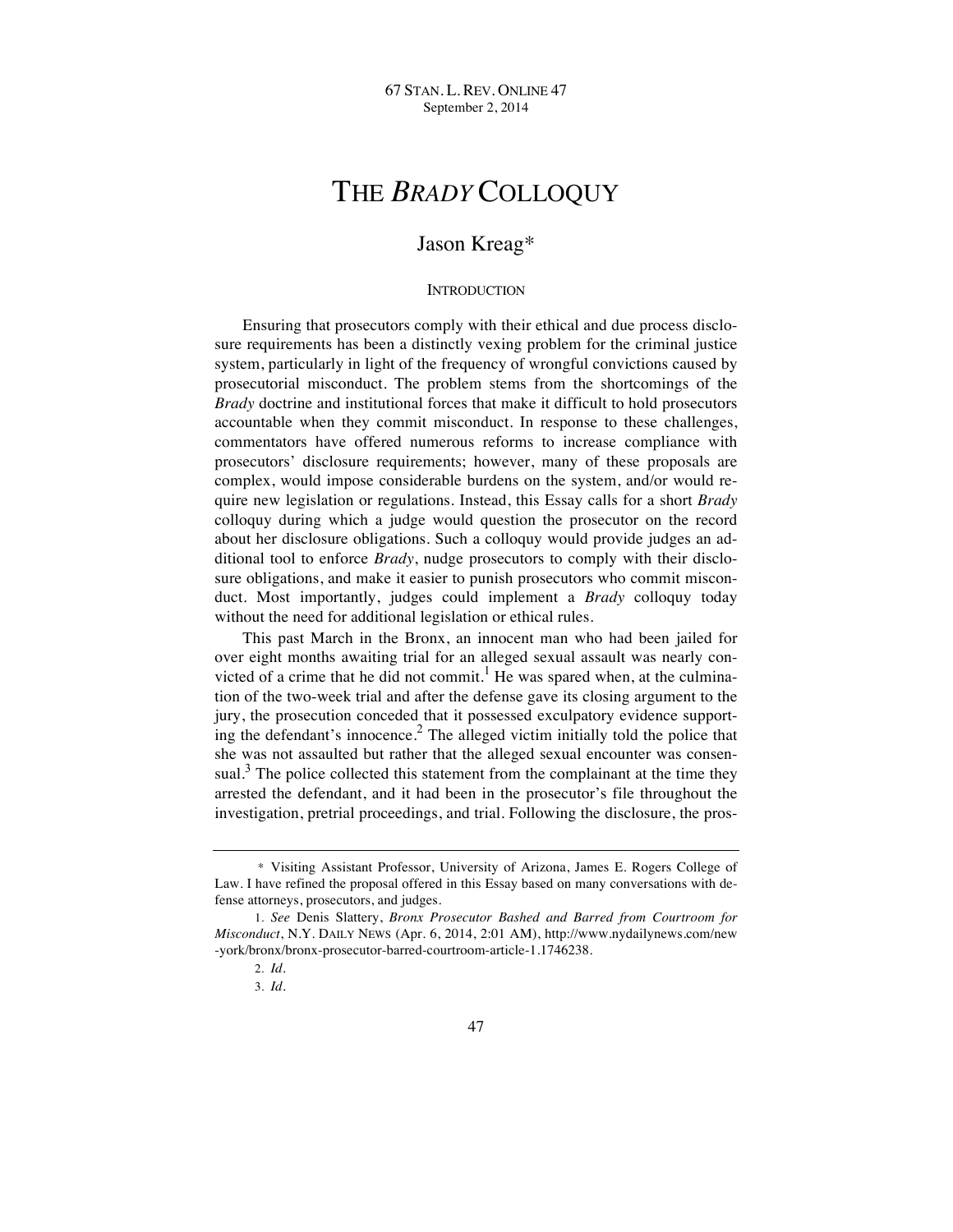# THE *BRADY* COLLOQUY

## Jason Kreag*

### INTRODUCTION

Ensuring that prosecutors comply with their ethical and due process disclosure requirements has been a distinctly vexing problem for the criminal justice system, particularly in light of the frequency of wrongful convictions caused by prosecutorial misconduct. The problem stems from the shortcomings of the *Brady* doctrine and institutional forces that make it difficult to hold prosecutors accountable when they commit misconduct. In response to these challenges, commentators have offered numerous reforms to increase compliance with prosecutors' disclosure requirements; however, many of these proposals are complex, would impose considerable burdens on the system, and/or would require new legislation or regulations. Instead, this Essay calls for a short *Brady* colloquy during which a judge would question the prosecutor on the record about her disclosure obligations. Such a colloquy would provide judges an additional tool to enforce *Brady*, nudge prosecutors to comply with their disclosure obligations, and make it easier to punish prosecutors who commit misconduct. Most importantly, judges could implement a *Brady* colloquy today without the need for additional legislation or ethical rules.

This past March in the Bronx, an innocent man who had been jailed for over eight months awaiting trial for an alleged sexual assault was nearly convicted of a crime that he did not commit.[1] He was spared when, at the culmination of the two-week trial and after the defense gave its closing argument to the jury, the prosecution conceded that it possessed exculpatory evidence supporting the defendant's innocence.[2] The alleged victim initially told the police that she was not assaulted but rather that the alleged sexual encounter was consensual.[3] The police collected this statement from the complainant at the time they arrested the defendant, and it had been in the prosecutor's file throughout the investigation, pretrial proceedings, and trial. Following the disclosure, the pros-

---

\* Visiting Assistant Professor, University of Arizona, James E. Rogers College of Law. I have refined the proposal offered in this Essay based on many conversations with defense attorneys, prosecutors, and judges.

1. *See* Denis Slattery, *Bronx Prosecutor Bashed and Barred from Courtroom for Misconduct*, N.Y. DAILY NEWS (Apr. 6, 2014, 2:01 AM), http://www.nydailynews.com/new-york/bronx/bronx-prosecutor-barred-courtroom-article-1.1746238.

2. *Id.*

3. *Id.*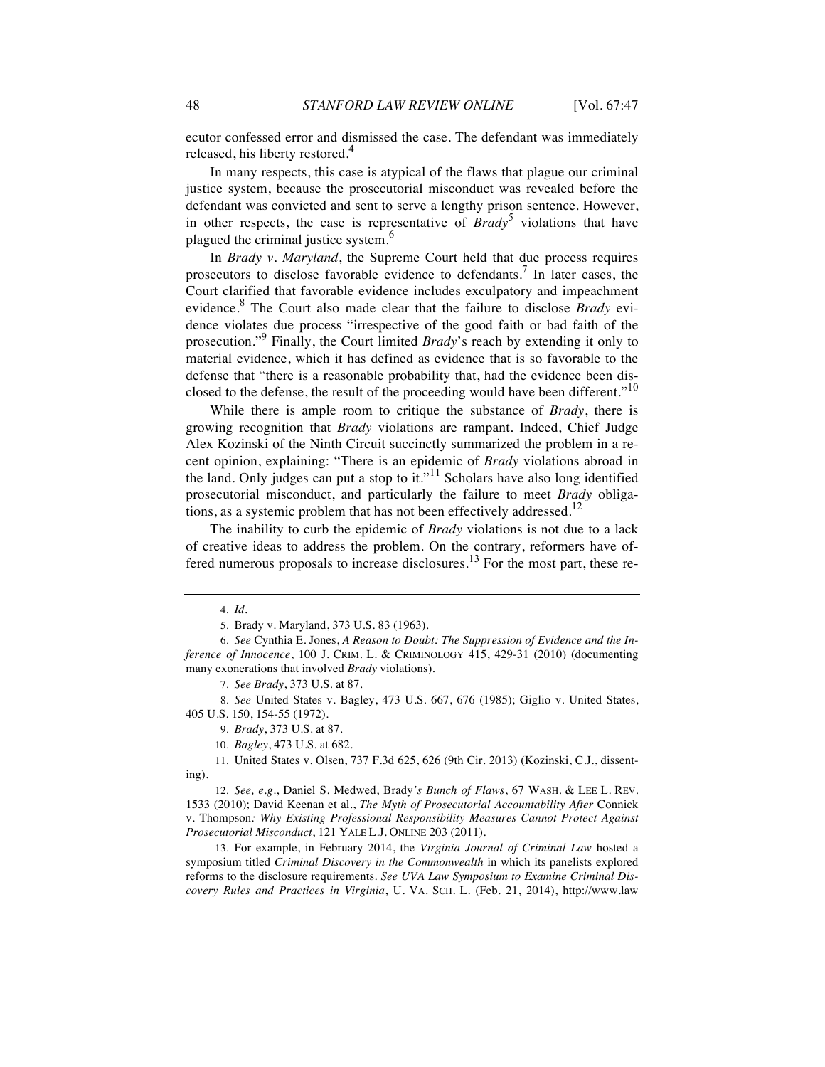ecutor confessed error and dismissed the case. The defendant was immediately released, his liberty restored.[4]

In many respects, this case is atypical of the flaws that plague our criminal justice system, because the prosecutorial misconduct was revealed before the defendant was convicted and sent to serve a lengthy prison sentence. However, in other respects, the case is representative of *Brady*[5] violations that have plagued the criminal justice system.[6]

In *Brady v. Maryland*, the Supreme Court held that due process requires prosecutors to disclose favorable evidence to defendants.[7] In later cases, the Court clarified that favorable evidence includes exculpatory and impeachment evidence.[8] The Court also made clear that the failure to disclose *Brady* evidence violates due process "irrespective of the good faith or bad faith of the prosecution."[9] Finally, the Court limited *Brady*'s reach by extending it only to material evidence, which it has defined as evidence that is so favorable to the defense that "there is a reasonable probability that, had the evidence been disclosed to the defense, the result of the proceeding would have been different."[10]

While there is ample room to critique the substance of *Brady*, there is growing recognition that *Brady* violations are rampant. Indeed, Chief Judge Alex Kozinski of the Ninth Circuit succinctly summarized the problem in a recent opinion, explaining: "There is an epidemic of *Brady* violations abroad in the land. Only judges can put a stop to it."[11] Scholars have also long identified prosecutorial misconduct, and particularly the failure to meet *Brady* obligations, as a systemic problem that has not been effectively addressed.[12]

The inability to curb the epidemic of *Brady* violations is not due to a lack of creative ideas to address the problem. On the contrary, reformers have offered numerous proposals to increase disclosures.[13] For the most part, these re-

---

4. *Id.*

5. Brady v. Maryland, 373 U.S. 83 (1963).

6. *See* Cynthia E. Jones, *A Reason to Doubt: The Suppression of Evidence and the Inference of Innocence*, 100 J. CRIM. L. & CRIMINOLOGY 415, 429-31 (2010) (documenting many exonerations that involved *Brady* violations).

7. *See Brady*, 373 U.S. at 87.

8. *See* United States v. Bagley, 473 U.S. 667, 676 (1985); Giglio v. United States, 405 U.S. 150, 154-55 (1972).

9. *Brady*, 373 U.S. at 87.

10. *Bagley*, 473 U.S. at 682.

11. United States v. Olsen, 737 F.3d 625, 626 (9th Cir. 2013) (Kozinski, C.J., dissenting).

12. *See, e.g.*, Daniel S. Medwed, Brady*'s Bunch of Flaws*, 67 WASH. & LEE L. REV. 1533 (2010); David Keenan et al., *The Myth of Prosecutorial Accountability After* Connick v. Thompson*: Why Existing Professional Responsibility Measures Cannot Protect Against Prosecutorial Misconduct*, 121 YALE L.J. ONLINE 203 (2011).

13. For example, in February 2014, the *Virginia Journal of Criminal Law* hosted a symposium titled *Criminal Discovery in the Commonwealth* in which its panelists explored reforms to the disclosure requirements. *See UVA Law Symposium to Examine Criminal Discovery Rules and Practices in Virginia*, U. VA. SCH. L. (Feb. 21, 2014), http://www.law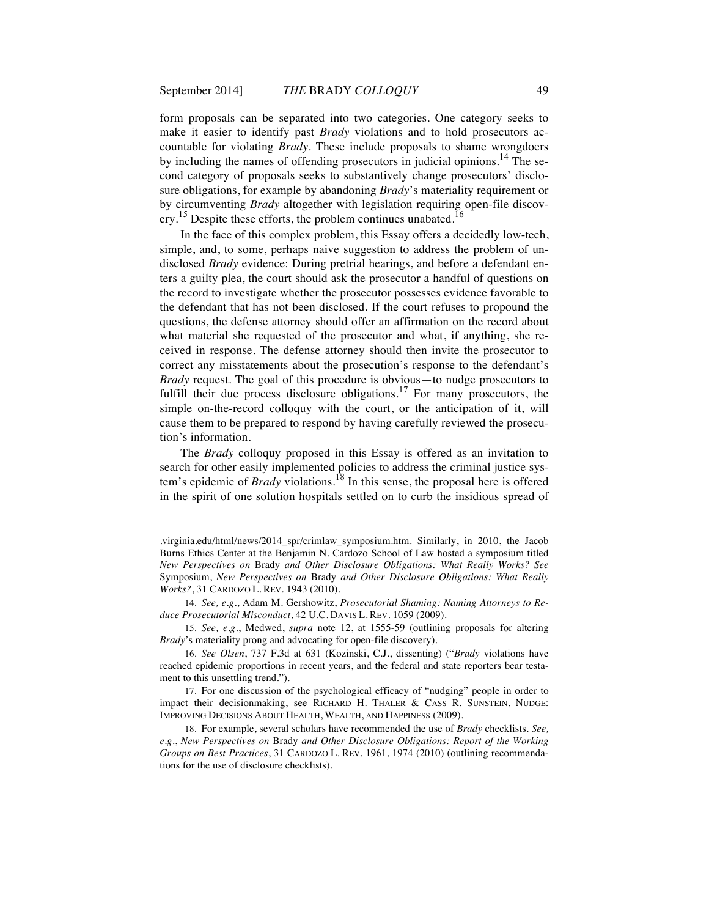form proposals can be separated into two categories. One category seeks to make it easier to identify past *Brady* violations and to hold prosecutors accountable for violating *Brady*. These include proposals to shame wrongdoers by including the names of offending prosecutors in judicial opinions.[14] The second category of proposals seeks to substantively change prosecutors' disclosure obligations, for example by abandoning *Brady*'s materiality requirement or by circumventing *Brady* altogether with legislation requiring open-file discovery.[15] Despite these efforts, the problem continues unabated.[16]

In the face of this complex problem, this Essay offers a decidedly low-tech, simple, and, to some, perhaps naive suggestion to address the problem of undisclosed *Brady* evidence: During pretrial hearings, and before a defendant enters a guilty plea, the court should ask the prosecutor a handful of questions on the record to investigate whether the prosecutor possesses evidence favorable to the defendant that has not been disclosed. If the court refuses to propound the questions, the defense attorney should offer an affirmation on the record about what material she requested of the prosecutor and what, if anything, she received in response. The defense attorney should then invite the prosecutor to correct any misstatements about the prosecution's response to the defendant's *Brady* request. The goal of this procedure is obvious—to nudge prosecutors to fulfill their due process disclosure obligations.[17] For many prosecutors, the simple on-the-record colloquy with the court, or the anticipation of it, will cause them to be prepared to respond by having carefully reviewed the prosecution's information.

The *Brady* colloquy proposed in this Essay is offered as an invitation to search for other easily implemented policies to address the criminal justice system's epidemic of *Brady* violations.[18] In this sense, the proposal here is offered in the spirit of one solution hospitals settled on to curb the insidious spread of

---

.virginia.edu/html/news/2014_spr/crimlaw_symposium.htm. Similarly, in 2010, the Jacob Burns Ethics Center at the Benjamin N. Cardozo School of Law hosted a symposium titled *New Perspectives on* Brady *and Other Disclosure Obligations: What Really Works? See* Symposium, *New Perspectives on* Brady *and Other Disclosure Obligations: What Really Works?*, 31 CARDOZO L. REV. 1943 (2010).

14. *See, e.g.*, Adam M. Gershowitz, *Prosecutorial Shaming: Naming Attorneys to Reduce Prosecutorial Misconduct*, 42 U.C. DAVIS L. REV. 1059 (2009).

15. *See, e.g.*, Medwed, *supra* note 12, at 1555-59 (outlining proposals for altering *Brady*'s materiality prong and advocating for open-file discovery).

16. *See Olsen*, 737 F.3d at 631 (Kozinski, C.J., dissenting) ("*Brady* violations have reached epidemic proportions in recent years, and the federal and state reporters bear testament to this unsettling trend.").

17. For one discussion of the psychological efficacy of "nudging" people in order to impact their decisionmaking, see RICHARD H. THALER & CASS R. SUNSTEIN, NUDGE: IMPROVING DECISIONS ABOUT HEALTH, WEALTH, AND HAPPINESS (2009).

18. For example, several scholars have recommended the use of *Brady* checklists. *See, e.g.*, *New Perspectives on* Brady *and Other Disclosure Obligations: Report of the Working Groups on Best Practices*, 31 CARDOZO L. REV. 1961, 1974 (2010) (outlining recommendations for the use of disclosure checklists).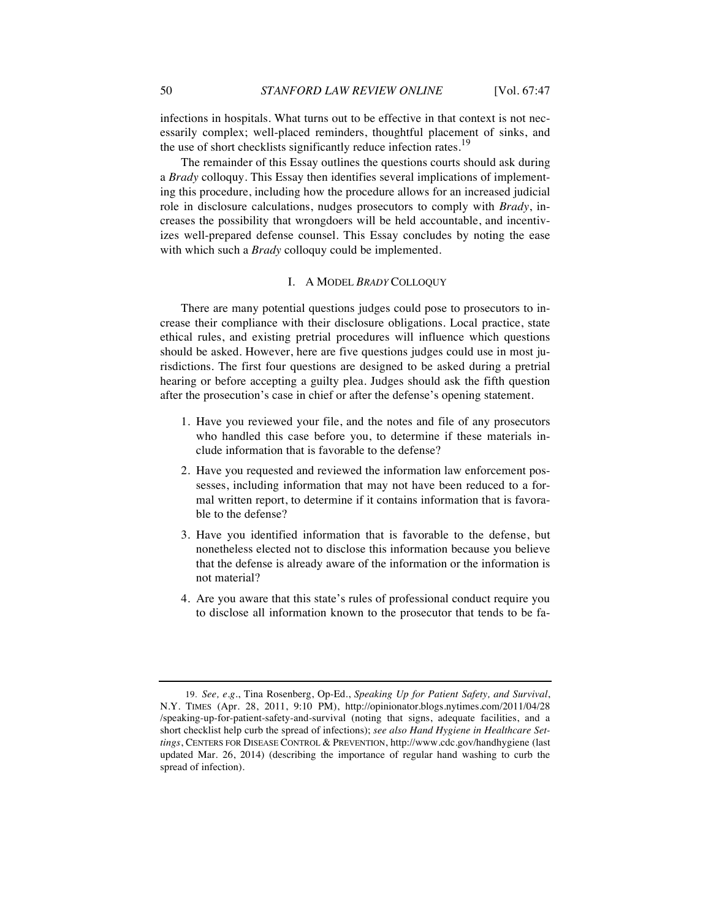infections in hospitals. What turns out to be effective in that context is not necessarily complex; well-placed reminders, thoughtful placement of sinks, and the use of short checklists significantly reduce infection rates.[19]

The remainder of this Essay outlines the questions courts should ask during a *Brady* colloquy. This Essay then identifies several implications of implementing this procedure, including how the procedure allows for an increased judicial role in disclosure calculations, nudges prosecutors to comply with *Brady*, increases the possibility that wrongdoers will be held accountable, and incentivizes well-prepared defense counsel. This Essay concludes by noting the ease with which such a *Brady* colloquy could be implemented.

## I. A MODEL *BRADY* COLLOQUY

There are many potential questions judges could pose to prosecutors to increase their compliance with their disclosure obligations. Local practice, state ethical rules, and existing pretrial procedures will influence which questions should be asked. However, here are five questions judges could use in most jurisdictions. The first four questions are designed to be asked during a pretrial hearing or before accepting a guilty plea. Judges should ask the fifth question after the prosecution's case in chief or after the defense's opening statement.

1. Have you reviewed your file, and the notes and file of any prosecutors who handled this case before you, to determine if these materials include information that is favorable to the defense?
2. Have you requested and reviewed the information law enforcement possesses, including information that may not have been reduced to a formal written report, to determine if it contains information that is favorable to the defense?
3. Have you identified information that is favorable to the defense, but nonetheless elected not to disclose this information because you believe that the defense is already aware of the information or the information is not material?
4. Are you aware that this state's rules of professional conduct require you to disclose all information known to the prosecutor that tends to be fa-

---

19. *See, e.g.*, Tina Rosenberg, Op-Ed., *Speaking Up for Patient Safety, and Survival*, N.Y. TIMES (Apr. 28, 2011, 9:10 PM), http://opinionator.blogs.nytimes.com/2011/04/28/speaking-up-for-patient-safety-and-survival (noting that signs, adequate facilities, and a short checklist help curb the spread of infections); *see also Hand Hygiene in Healthcare Settings*, CENTERS FOR DISEASE CONTROL & PREVENTION, http://www.cdc.gov/handhygiene (last updated Mar. 26, 2014) (describing the importance of regular hand washing to curb the spread of infection).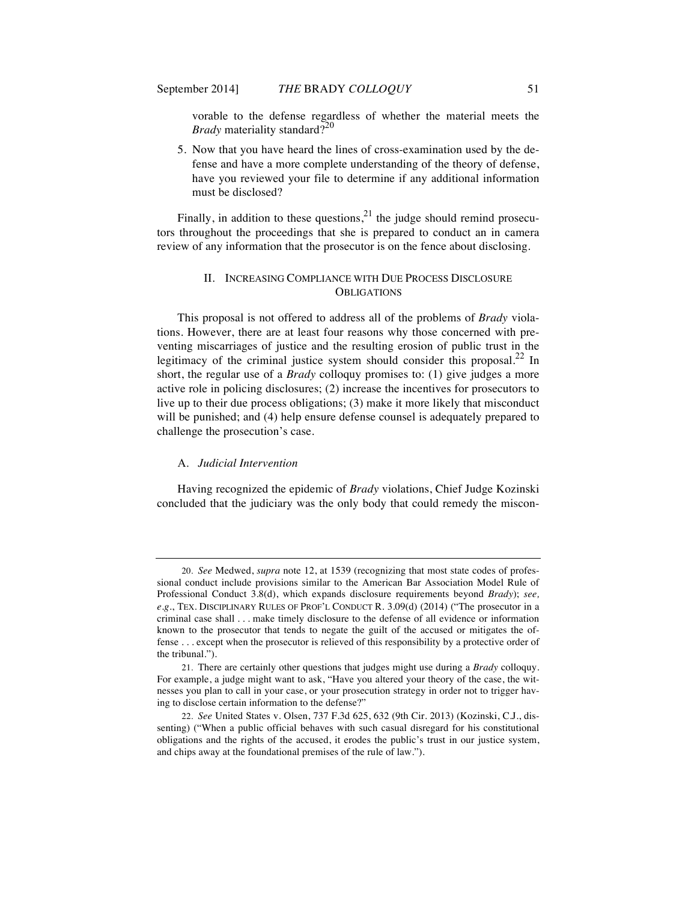vorable to the defense regardless of whether the material meets the *Brady* materiality standard?[20]

5. Now that you have heard the lines of cross-examination used by the defense and have a more complete understanding of the theory of defense, have you reviewed your file to determine if any additional information must be disclosed?

Finally, in addition to these questions,[21] the judge should remind prosecutors throughout the proceedings that she is prepared to conduct an in camera review of any information that the prosecutor is on the fence about disclosing.

## II. INCREASING COMPLIANCE WITH DUE PROCESS DISCLOSURE OBLIGATIONS

This proposal is not offered to address all of the problems of *Brady* violations. However, there are at least four reasons why those concerned with preventing miscarriages of justice and the resulting erosion of public trust in the legitimacy of the criminal justice system should consider this proposal.[22] In short, the regular use of a *Brady* colloquy promises to: (1) give judges a more active role in policing disclosures; (2) increase the incentives for prosecutors to live up to their due process obligations; (3) make it more likely that misconduct will be punished; and (4) help ensure defense counsel is adequately prepared to challenge the prosecution's case.

### A. *Judicial Intervention*

Having recognized the epidemic of *Brady* violations, Chief Judge Kozinski concluded that the judiciary was the only body that could remedy the miscon-

---

20. *See* Medwed, *supra* note 12, at 1539 (recognizing that most state codes of professional conduct include provisions similar to the American Bar Association Model Rule of Professional Conduct 3.8(d), which expands disclosure requirements beyond *Brady*); *see, e.g.*, TEX. DISCIPLINARY RULES OF PROF'L CONDUCT R. 3.09(d) (2014) ("The prosecutor in a criminal case shall . . . make timely disclosure to the defense of all evidence or information known to the prosecutor that tends to negate the guilt of the accused or mitigates the offense . . . except when the prosecutor is relieved of this responsibility by a protective order of the tribunal.").

21. There are certainly other questions that judges might use during a *Brady* colloquy. For example, a judge might want to ask, "Have you altered your theory of the case, the witnesses you plan to call in your case, or your prosecution strategy in order not to trigger having to disclose certain information to the defense?"

22. *See* United States v. Olsen, 737 F.3d 625, 632 (9th Cir. 2013) (Kozinski, C.J., dissenting) ("When a public official behaves with such casual disregard for his constitutional obligations and the rights of the accused, it erodes the public's trust in our justice system, and chips away at the foundational premises of the rule of law.").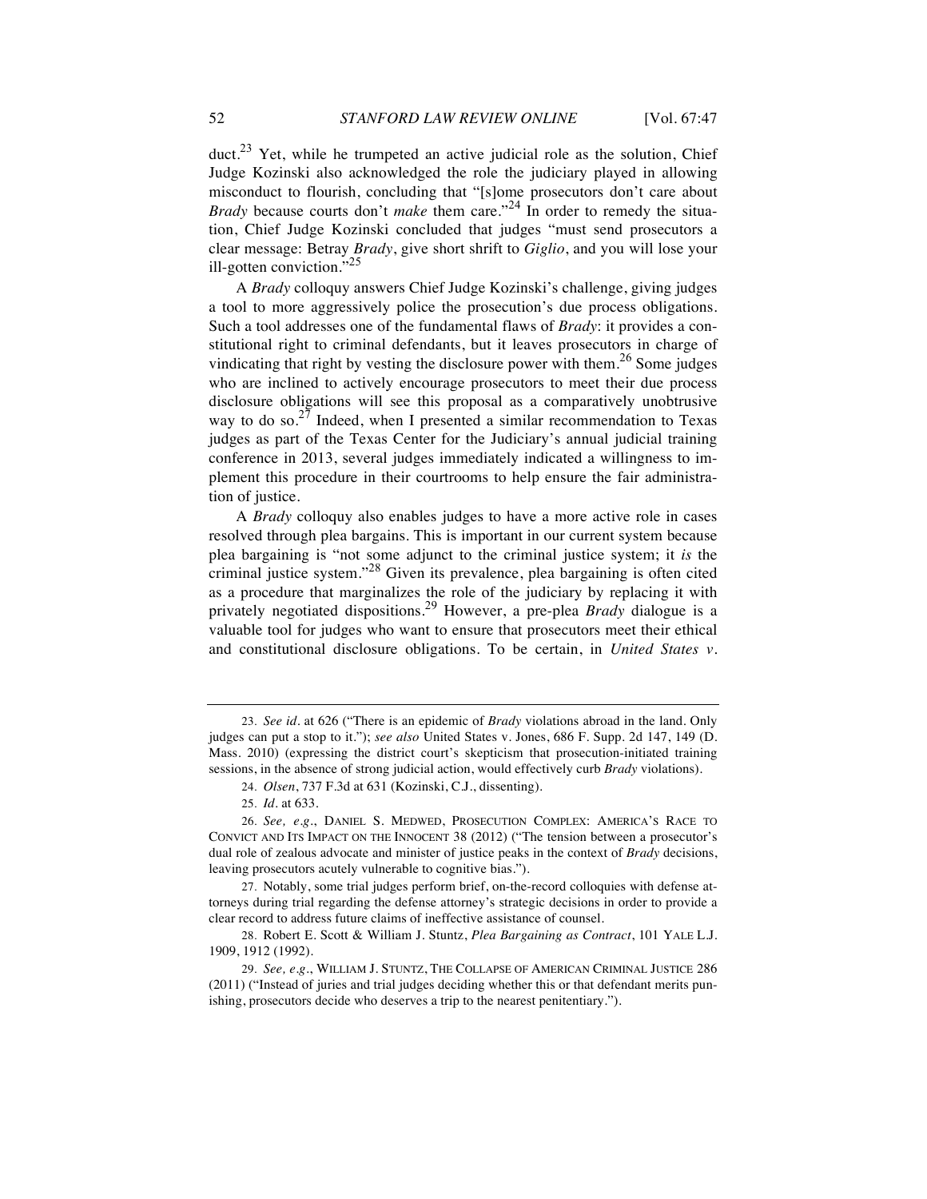duct.[23] Yet, while he trumpeted an active judicial role as the solution, Chief Judge Kozinski also acknowledged the role the judiciary played in allowing misconduct to flourish, concluding that "[s]ome prosecutors don't care about *Brady* because courts don't *make* them care."[24] In order to remedy the situation, Chief Judge Kozinski concluded that judges "must send prosecutors a clear message: Betray *Brady*, give short shrift to *Giglio*, and you will lose your ill-gotten conviction."[25]

A *Brady* colloquy answers Chief Judge Kozinski's challenge, giving judges a tool to more aggressively police the prosecution's due process obligations. Such a tool addresses one of the fundamental flaws of *Brady*: it provides a constitutional right to criminal defendants, but it leaves prosecutors in charge of vindicating that right by vesting the disclosure power with them.[26] Some judges who are inclined to actively encourage prosecutors to meet their due process disclosure obligations will see this proposal as a comparatively unobtrusive way to do so.[27] Indeed, when I presented a similar recommendation to Texas judges as part of the Texas Center for the Judiciary's annual judicial training conference in 2013, several judges immediately indicated a willingness to implement this procedure in their courtrooms to help ensure the fair administration of justice.

A *Brady* colloquy also enables judges to have a more active role in cases resolved through plea bargains. This is important in our current system because plea bargaining is "not some adjunct to the criminal justice system; it *is* the criminal justice system."[28] Given its prevalence, plea bargaining is often cited as a procedure that marginalizes the role of the judiciary by replacing it with privately negotiated dispositions.[29] However, a pre-plea *Brady* dialogue is a valuable tool for judges who want to ensure that prosecutors meet their ethical and constitutional disclosure obligations. To be certain, in *United States v.*

---

23. *See id.* at 626 ("There is an epidemic of *Brady* violations abroad in the land. Only judges can put a stop to it."); *see also* United States v. Jones, 686 F. Supp. 2d 147, 149 (D. Mass. 2010) (expressing the district court's skepticism that prosecution-initiated training sessions, in the absence of strong judicial action, would effectively curb *Brady* violations).

24. *Olsen*, 737 F.3d at 631 (Kozinski, C.J., dissenting).

25. *Id.* at 633.

26. *See, e.g.*, DANIEL S. MEDWED, PROSECUTION COMPLEX: AMERICA'S RACE TO CONVICT AND ITS IMPACT ON THE INNOCENT 38 (2012) ("The tension between a prosecutor's dual role of zealous advocate and minister of justice peaks in the context of *Brady* decisions, leaving prosecutors acutely vulnerable to cognitive bias.").

27. Notably, some trial judges perform brief, on-the-record colloquies with defense attorneys during trial regarding the defense attorney's strategic decisions in order to provide a clear record to address future claims of ineffective assistance of counsel.

28. Robert E. Scott & William J. Stuntz, *Plea Bargaining as Contract*, 101 YALE L.J. 1909, 1912 (1992).

29. *See, e.g.*, WILLIAM J. STUNTZ, THE COLLAPSE OF AMERICAN CRIMINAL JUSTICE 286 (2011) ("Instead of juries and trial judges deciding whether this or that defendant merits punishing, prosecutors decide who deserves a trip to the nearest penitentiary.").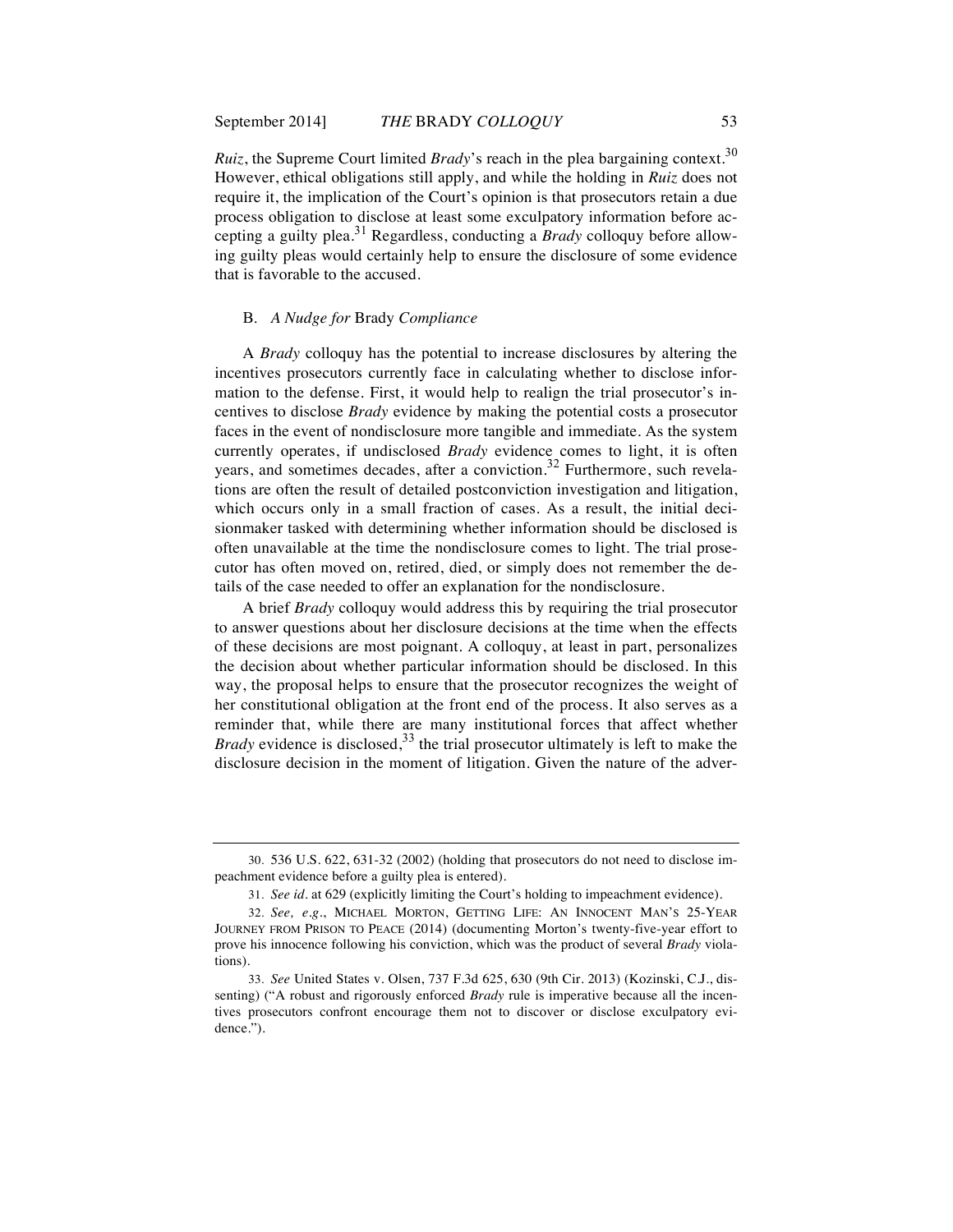*Ruiz*, the Supreme Court limited *Brady*'s reach in the plea bargaining context.[30] However, ethical obligations still apply, and while the holding in *Ruiz* does not require it, the implication of the Court's opinion is that prosecutors retain a due process obligation to disclose at least some exculpatory information before accepting a guilty plea.[31] Regardless, conducting a *Brady* colloquy before allowing guilty pleas would certainly help to ensure the disclosure of some evidence that is favorable to the accused.

### B. *A Nudge for* Brady *Compliance*

A *Brady* colloquy has the potential to increase disclosures by altering the incentives prosecutors currently face in calculating whether to disclose information to the defense. First, it would help to realign the trial prosecutor's incentives to disclose *Brady* evidence by making the potential costs a prosecutor faces in the event of nondisclosure more tangible and immediate. As the system currently operates, if undisclosed *Brady* evidence comes to light, it is often years, and sometimes decades, after a conviction.[32] Furthermore, such revelations are often the result of detailed postconviction investigation and litigation, which occurs only in a small fraction of cases. As a result, the initial decisionmaker tasked with determining whether information should be disclosed is often unavailable at the time the nondisclosure comes to light. The trial prosecutor has often moved on, retired, died, or simply does not remember the details of the case needed to offer an explanation for the nondisclosure.

A brief *Brady* colloquy would address this by requiring the trial prosecutor to answer questions about her disclosure decisions at the time when the effects of these decisions are most poignant. A colloquy, at least in part, personalizes the decision about whether particular information should be disclosed. In this way, the proposal helps to ensure that the prosecutor recognizes the weight of her constitutional obligation at the front end of the process. It also serves as a reminder that, while there are many institutional forces that affect whether *Brady* evidence is disclosed,[33] the trial prosecutor ultimately is left to make the disclosure decision in the moment of litigation. Given the nature of the adver-

---

30. 536 U.S. 622, 631-32 (2002) (holding that prosecutors do not need to disclose impeachment evidence before a guilty plea is entered).

31. *See id.* at 629 (explicitly limiting the Court's holding to impeachment evidence).

32. *See, e.g.*, MICHAEL MORTON, GETTING LIFE: AN INNOCENT MAN'S 25-YEAR JOURNEY FROM PRISON TO PEACE (2014) (documenting Morton's twenty-five-year effort to prove his innocence following his conviction, which was the product of several *Brady* violations).

33. *See* United States v. Olsen, 737 F.3d 625, 630 (9th Cir. 2013) (Kozinski, C.J., dissenting) ("A robust and rigorously enforced *Brady* rule is imperative because all the incentives prosecutors confront encourage them not to discover or disclose exculpatory evidence.").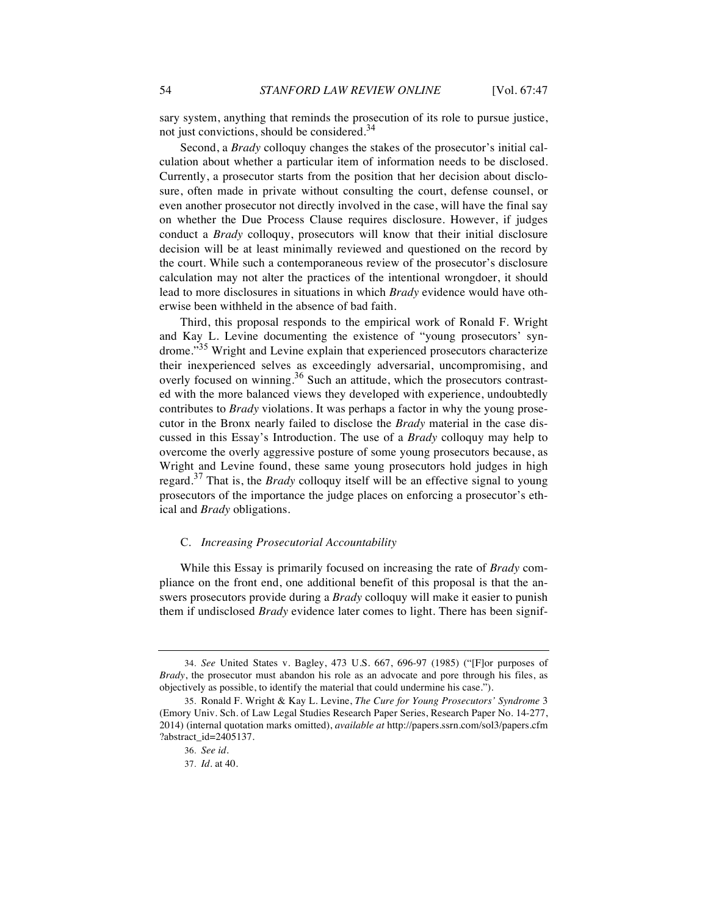sary system, anything that reminds the prosecution of its role to pursue justice, not just convictions, should be considered.[34]

Second, a *Brady* colloquy changes the stakes of the prosecutor's initial calculation about whether a particular item of information needs to be disclosed. Currently, a prosecutor starts from the position that her decision about disclosure, often made in private without consulting the court, defense counsel, or even another prosecutor not directly involved in the case, will have the final say on whether the Due Process Clause requires disclosure. However, if judges conduct a *Brady* colloquy, prosecutors will know that their initial disclosure decision will be at least minimally reviewed and questioned on the record by the court. While such a contemporaneous review of the prosecutor's disclosure calculation may not alter the practices of the intentional wrongdoer, it should lead to more disclosures in situations in which *Brady* evidence would have otherwise been withheld in the absence of bad faith.

Third, this proposal responds to the empirical work of Ronald F. Wright and Kay L. Levine documenting the existence of "young prosecutors' syndrome."[35] Wright and Levine explain that experienced prosecutors characterize their inexperienced selves as exceedingly adversarial, uncompromising, and overly focused on winning.[36] Such an attitude, which the prosecutors contrasted with the more balanced views they developed with experience, undoubtedly contributes to *Brady* violations. It was perhaps a factor in why the young prosecutor in the Bronx nearly failed to disclose the *Brady* material in the case discussed in this Essay's Introduction. The use of a *Brady* colloquy may help to overcome the overly aggressive posture of some young prosecutors because, as Wright and Levine found, these same young prosecutors hold judges in high regard.[37] That is, the *Brady* colloquy itself will be an effective signal to young prosecutors of the importance the judge places on enforcing a prosecutor's ethical and *Brady* obligations.

### C. *Increasing Prosecutorial Accountability*

While this Essay is primarily focused on increasing the rate of *Brady* compliance on the front end, one additional benefit of this proposal is that the answers prosecutors provide during a *Brady* colloquy will make it easier to punish them if undisclosed *Brady* evidence later comes to light. There has been signif-

---

34. *See* United States v. Bagley, 473 U.S. 667, 696-97 (1985) ("[F]or purposes of *Brady*, the prosecutor must abandon his role as an advocate and pore through his files, as objectively as possible, to identify the material that could undermine his case.").

35. Ronald F. Wright & Kay L. Levine, *The Cure for Young Prosecutors' Syndrome* 3 (Emory Univ. Sch. of Law Legal Studies Research Paper Series, Research Paper No. 14-277, 2014) (internal quotation marks omitted), *available at* http://papers.ssrn.com/sol3/papers.cfm?abstract_id=2405137.

36. *See id.*

37. *Id.* at 40.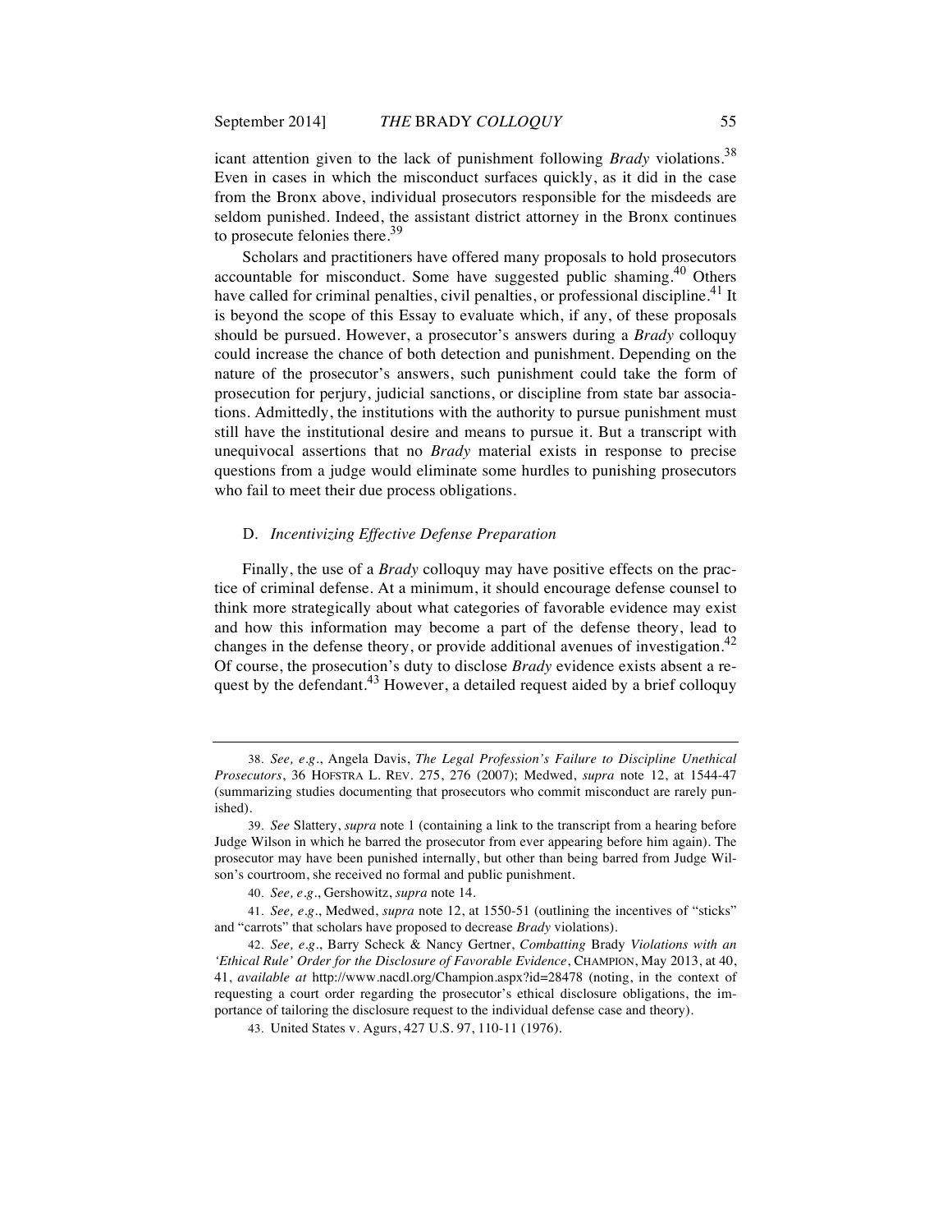icant attention given to the lack of punishment following *Brady* violations.[38] Even in cases in which the misconduct surfaces quickly, as it did in the case from the Bronx above, individual prosecutors responsible for the misdeeds are seldom punished. Indeed, the assistant district attorney in the Bronx continues to prosecute felonies there.[39]

Scholars and practitioners have offered many proposals to hold prosecutors accountable for misconduct. Some have suggested public shaming.[40] Others have called for criminal penalties, civil penalties, or professional discipline.[41] It is beyond the scope of this Essay to evaluate which, if any, of these proposals should be pursued. However, a prosecutor's answers during a *Brady* colloquy could increase the chance of both detection and punishment. Depending on the nature of the prosecutor's answers, such punishment could take the form of prosecution for perjury, judicial sanctions, or discipline from state bar associations. Admittedly, the institutions with the authority to pursue punishment must still have the institutional desire and means to pursue it. But a transcript with unequivocal assertions that no *Brady* material exists in response to precise questions from a judge would eliminate some hurdles to punishing prosecutors who fail to meet their due process obligations.

### D. *Incentivizing Effective Defense Preparation*

Finally, the use of a *Brady* colloquy may have positive effects on the practice of criminal defense. At a minimum, it should encourage defense counsel to think more strategically about what categories of favorable evidence may exist and how this information may become a part of the defense theory, lead to changes in the defense theory, or provide additional avenues of investigation.[42] Of course, the prosecution's duty to disclose *Brady* evidence exists absent a request by the defendant.[43] However, a detailed request aided by a brief colloquy

---

38. *See, e.g.*, Angela Davis, *The Legal Profession's Failure to Discipline Unethical Prosecutors*, 36 HOFSTRA L. REV. 275, 276 (2007); Medwed, *supra* note 12, at 1544-47 (summarizing studies documenting that prosecutors who commit misconduct are rarely punished).

39. *See* Slattery, *supra* note 1 (containing a link to the transcript from a hearing before Judge Wilson in which he barred the prosecutor from ever appearing before him again). The prosecutor may have been punished internally, but other than being barred from Judge Wilson's courtroom, she received no formal and public punishment.

40. *See, e.g.*, Gershowitz, *supra* note 14.

41. *See, e.g.*, Medwed, *supra* note 12, at 1550-51 (outlining the incentives of "sticks" and "carrots" that scholars have proposed to decrease *Brady* violations).

42. *See, e.g.*, Barry Scheck & Nancy Gertner, *Combatting* Brady *Violations with an 'Ethical Rule' Order for the Disclosure of Favorable Evidence*, CHAMPION, May 2013, at 40, 41, *available at* http://www.nacdl.org/Champion.aspx?id=28478 (noting, in the context of requesting a court order regarding the prosecutor's ethical disclosure obligations, the importance of tailoring the disclosure request to the individual defense case and theory).

43. United States v. Agurs, 427 U.S. 97, 110-11 (1976).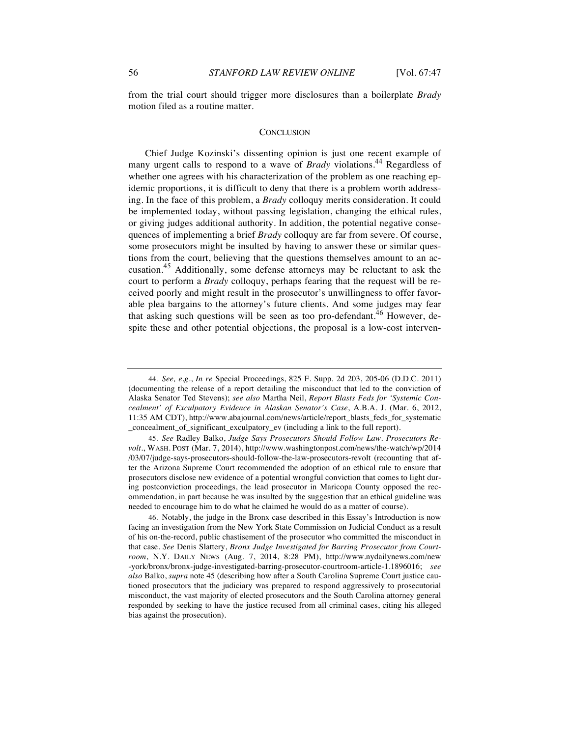from the trial court should trigger more disclosures than a boilerplate *Brady* motion filed as a routine matter.

## CONCLUSION

Chief Judge Kozinski's dissenting opinion is just one recent example of many urgent calls to respond to a wave of *Brady* violations.[44] Regardless of whether one agrees with his characterization of the problem as one reaching epidemic proportions, it is difficult to deny that there is a problem worth addressing. In the face of this problem, a *Brady* colloquy merits consideration. It could be implemented today, without passing legislation, changing the ethical rules, or giving judges additional authority. In addition, the potential negative consequences of implementing a brief *Brady* colloquy are far from severe. Of course, some prosecutors might be insulted by having to answer these or similar questions from the court, believing that the questions themselves amount to an accusation.[45] Additionally, some defense attorneys may be reluctant to ask the court to perform a *Brady* colloquy, perhaps fearing that the request will be received poorly and might result in the prosecutor's unwillingness to offer favorable plea bargains to the attorney's future clients. And some judges may fear that asking such questions will be seen as too pro-defendant.[46] However, despite these and other potential objections, the proposal is a low-cost interven-

---

44. *See, e.g.*, *In re* Special Proceedings, 825 F. Supp. 2d 203, 205-06 (D.D.C. 2011) (documenting the release of a report detailing the misconduct that led to the conviction of Alaska Senator Ted Stevens); *see also* Martha Neil, *Report Blasts Feds for 'Systemic Concealment' of Exculpatory Evidence in Alaskan Senator's Case*, A.B.A. J. (Mar. 6, 2012, 11:35 AM CDT), http://www.abajournal.com/news/article/report_blasts_feds_for_systematic_concealment_of_significant_exculpatory_ev (including a link to the full report).

45. *See* Radley Balko, *Judge Says Prosecutors Should Follow Law. Prosecutors Revolt.*, WASH. POST (Mar. 7, 2014), http://www.washingtonpost.com/news/the-watch/wp/2014/03/07/judge-says-prosecutors-should-follow-the-law-prosecutors-revolt (recounting that after the Arizona Supreme Court recommended the adoption of an ethical rule to ensure that prosecutors disclose new evidence of a potential wrongful conviction that comes to light during postconviction proceedings, the lead prosecutor in Maricopa County opposed the recommendation, in part because he was insulted by the suggestion that an ethical guideline was needed to encourage him to do what he claimed he would do as a matter of course).

46. Notably, the judge in the Bronx case described in this Essay's Introduction is now facing an investigation from the New York State Commission on Judicial Conduct as a result of his on-the-record, public chastisement of the prosecutor who committed the misconduct in that case. *See* Denis Slattery, *Bronx Judge Investigated for Barring Prosecutor from Courtroom*, N.Y. DAILY NEWS (Aug. 7, 2014, 8:28 PM), http://www.nydailynews.com/new-york/bronx/bronx-judge-investigated-barring-prosecutor-courtroom-article-1.1896016; *see also* Balko, *supra* note 45 (describing how after a South Carolina Supreme Court justice cautioned prosecutors that the judiciary was prepared to respond aggressively to prosecutorial misconduct, the vast majority of elected prosecutors and the South Carolina attorney general responded by seeking to have the justice recused from all criminal cases, citing his alleged bias against the prosecution).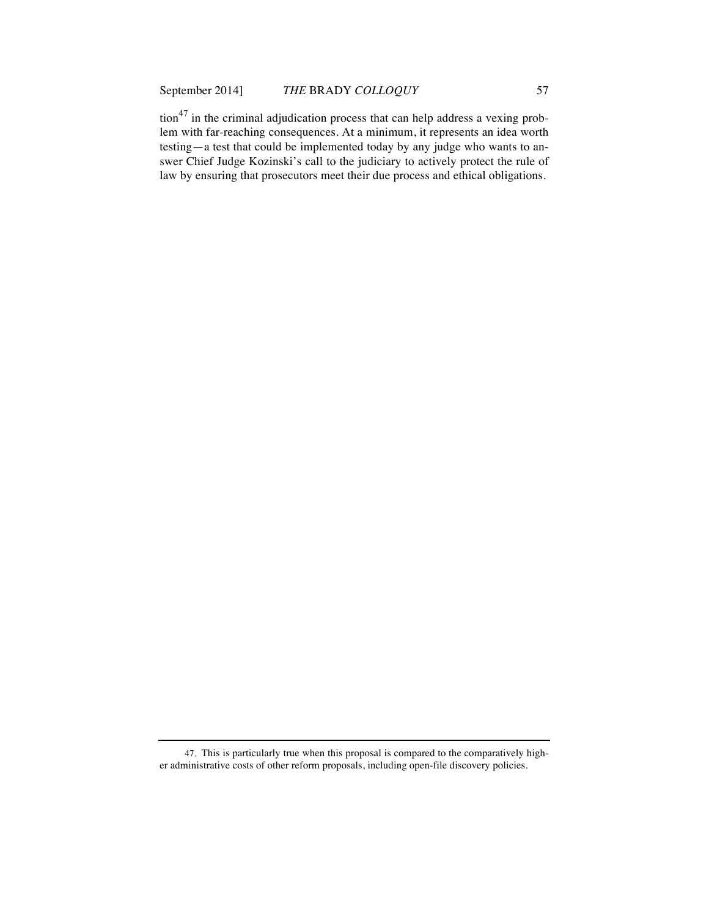tion[47] in the criminal adjudication process that can help address a vexing problem with far-reaching consequences. At a minimum, it represents an idea worth testing—a test that could be implemented today by any judge who wants to answer Chief Judge Kozinski's call to the judiciary to actively protect the rule of law by ensuring that prosecutors meet their due process and ethical obligations.

---

47. This is particularly true when this proposal is compared to the comparatively higher administrative costs of other reform proposals, including open-file discovery policies.